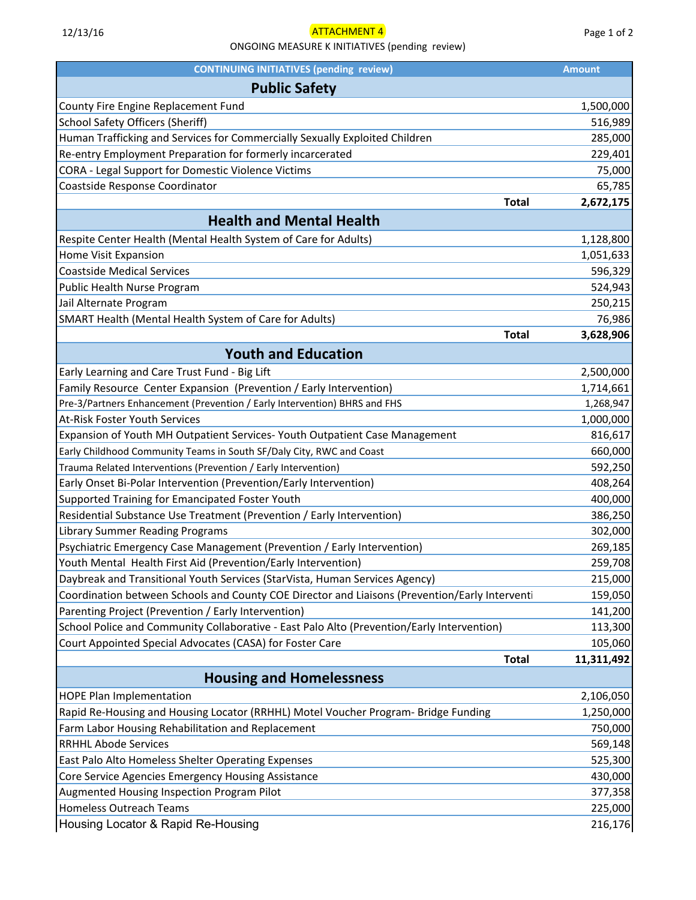ATTACHMENT 4

ONGOING MEASURE K INITIATIVES (pending review)

| CONTINUING INITIATIVES (pending review) | Amount |
|---|---|
| **Public Safety** | |
| County Fire Engine Replacement Fund | 1,500,000 |
| School Safety Officers (Sheriff) | 516,989 |
| Human Trafficking and Services for Commercially Sexually Exploited Children | 285,000 |
| Re-entry Employment Preparation for formerly incarcerated | 229,401 |
| CORA - Legal Support for Domestic Violence Victims | 75,000 |
| Coastside Response Coordinator | 65,785 |
| **Total** | **2,672,175** |
| **Health and Mental Health** | |
| Respite Center Health (Mental Health System of Care for Adults) | 1,128,800 |
| Home Visit Expansion | 1,051,633 |
| Coastside Medical Services | 596,329 |
| Public Health Nurse Program | 524,943 |
| Jail Alternate Program | 250,215 |
| SMART Health (Mental Health System of Care for Adults) | 76,986 |
| **Total** | **3,628,906** |
| **Youth and Education** | |
| Early Learning and Care Trust Fund - Big Lift | 2,500,000 |
| Family Resource Center Expansion (Prevention / Early Intervention) | 1,714,661 |
| Pre-3/Partners Enhancement (Prevention / Early Intervention) BHRS and FHS | 1,268,947 |
| At-Risk Foster Youth Services | 1,000,000 |
| Expansion of Youth MH Outpatient Services- Youth Outpatient Case Management | 816,617 |
| Early Childhood Community Teams in South SF/Daly City, RWC and Coast | 660,000 |
| Trauma Related Interventions (Prevention / Early Intervention) | 592,250 |
| Early Onset Bi-Polar Intervention (Prevention/Early Intervention) | 408,264 |
| Supported Training for Emancipated Foster Youth | 400,000 |
| Residential Substance Use Treatment (Prevention / Early Intervention) | 386,250 |
| Library Summer Reading Programs | 302,000 |
| Psychiatric Emergency Case Management (Prevention / Early Intervention) | 269,185 |
| Youth Mental Health First Aid (Prevention/Early Intervention) | 259,708 |
| Daybreak and Transitional Youth Services (StarVista, Human Services Agency) | 215,000 |
| Coordination between Schools and County COE Director and Liaisons (Prevention/Early Interventi | 159,050 |
| Parenting Project (Prevention / Early Intervention) | 141,200 |
| School Police and Community Collaborative - East Palo Alto (Prevention/Early Intervention) | 113,300 |
| Court Appointed Special Advocates (CASA) for Foster Care | 105,060 |
| **Total** | **11,311,492** |
| **Housing and Homelessness** | |
| HOPE Plan Implementation | 2,106,050 |
| Rapid Re-Housing and Housing Locator (RRHHL) Motel Voucher Program- Bridge Funding | 1,250,000 |
| Farm Labor Housing Rehabilitation and Replacement | 750,000 |
| RRHHL Abode Services | 569,148 |
| East Palo Alto Homeless Shelter Operating Expenses | 525,300 |
| Core Service Agencies Emergency Housing Assistance | 430,000 |
| Augmented Housing Inspection Program Pilot | 377,358 |
| Homeless Outreach Teams | 225,000 |
| Housing Locator & Rapid Re-Housing | 216,176 |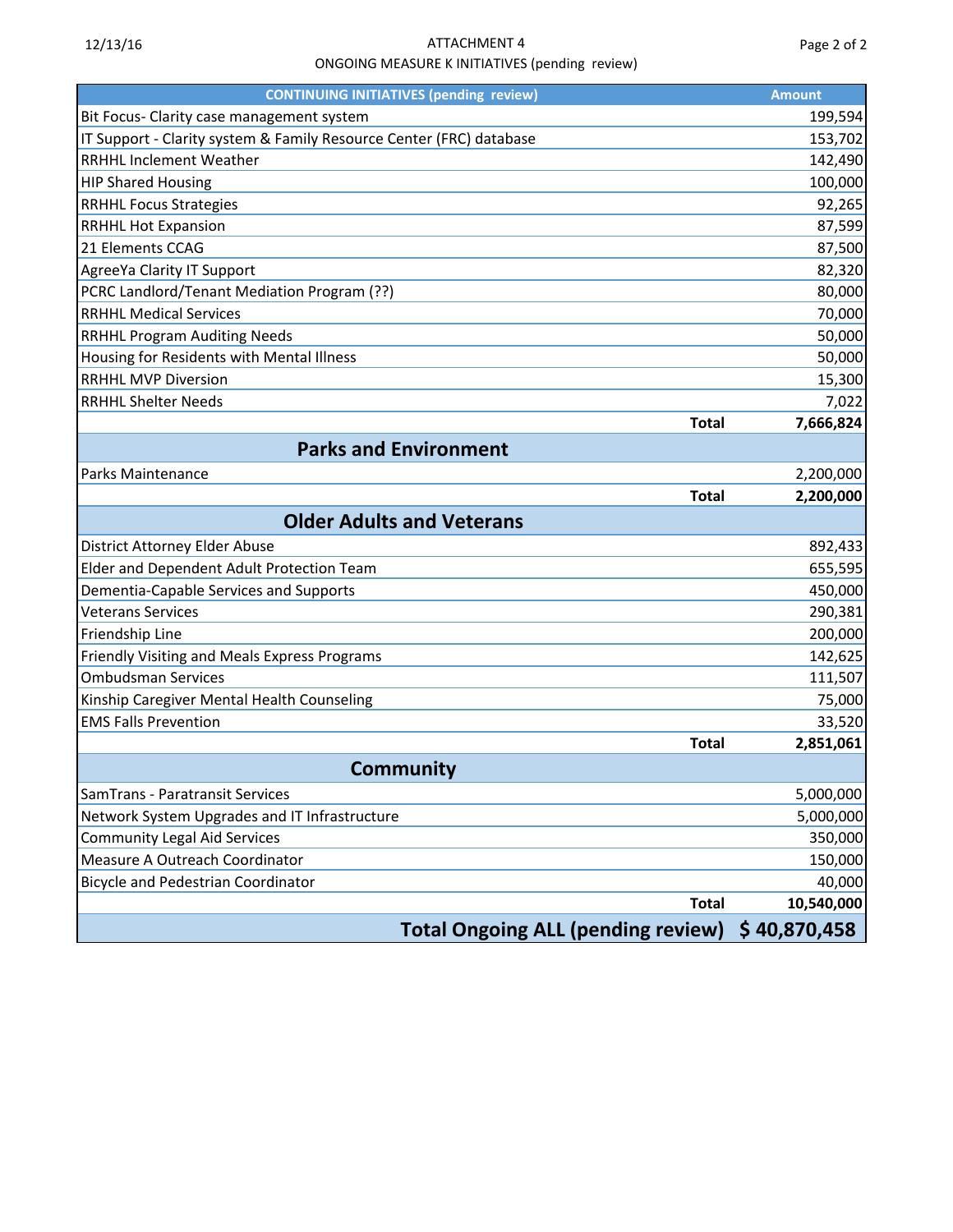ATTACHMENT 4

ONGOING MEASURE K INITIATIVES (pending review)

| CONTINUING INITIATIVES (pending review) | | Amount |
|---|---|---|
| Bit Focus- Clarity case management system | | 199,594 |
| IT Support - Clarity system & Family Resource Center (FRC) database | | 153,702 |
| RRHHL Inclement Weather | | 142,490 |
| HIP Shared Housing | | 100,000 |
| RRHHL Focus Strategies | | 92,265 |
| RRHHL Hot Expansion | | 87,599 |
| 21 Elements CCAG | | 87,500 |
| AgreeYa Clarity IT Support | | 82,320 |
| PCRC Landlord/Tenant Mediation Program (??) | | 80,000 |
| RRHHL Medical Services | | 70,000 |
| RRHHL Program Auditing Needs | | 50,000 |
| Housing for Residents with Mental Illness | | 50,000 |
| RRHHL MVP Diversion | | 15,300 |
| RRHHL Shelter Needs | | 7,022 |
| | **Total** | **7,666,824** |
| **Parks and Environment** | | |
| Parks Maintenance | | 2,200,000 |
| | **Total** | **2,200,000** |
| **Older Adults and Veterans** | | |
| District Attorney Elder Abuse | | 892,433 |
| Elder and Dependent Adult Protection Team | | 655,595 |
| Dementia-Capable Services and Supports | | 450,000 |
| Veterans Services | | 290,381 |
| Friendship Line | | 200,000 |
| Friendly Visiting and Meals Express Programs | | 142,625 |
| Ombudsman Services | | 111,507 |
| Kinship Caregiver Mental Health Counseling | | 75,000 |
| EMS Falls Prevention | | 33,520 |
| | **Total** | **2,851,061** |
| **Community** | | |
| SamTrans - Paratransit Services | | 5,000,000 |
| Network System Upgrades and IT Infrastructure | | 5,000,000 |
| Community Legal Aid Services | | 350,000 |
| Measure A Outreach Coordinator | | 150,000 |
| Bicycle and Pedestrian Coordinator | | 40,000 |
| | **Total** | **10,540,000** |
| | **Total Ongoing ALL (pending review)** | **$ 40,870,458** |